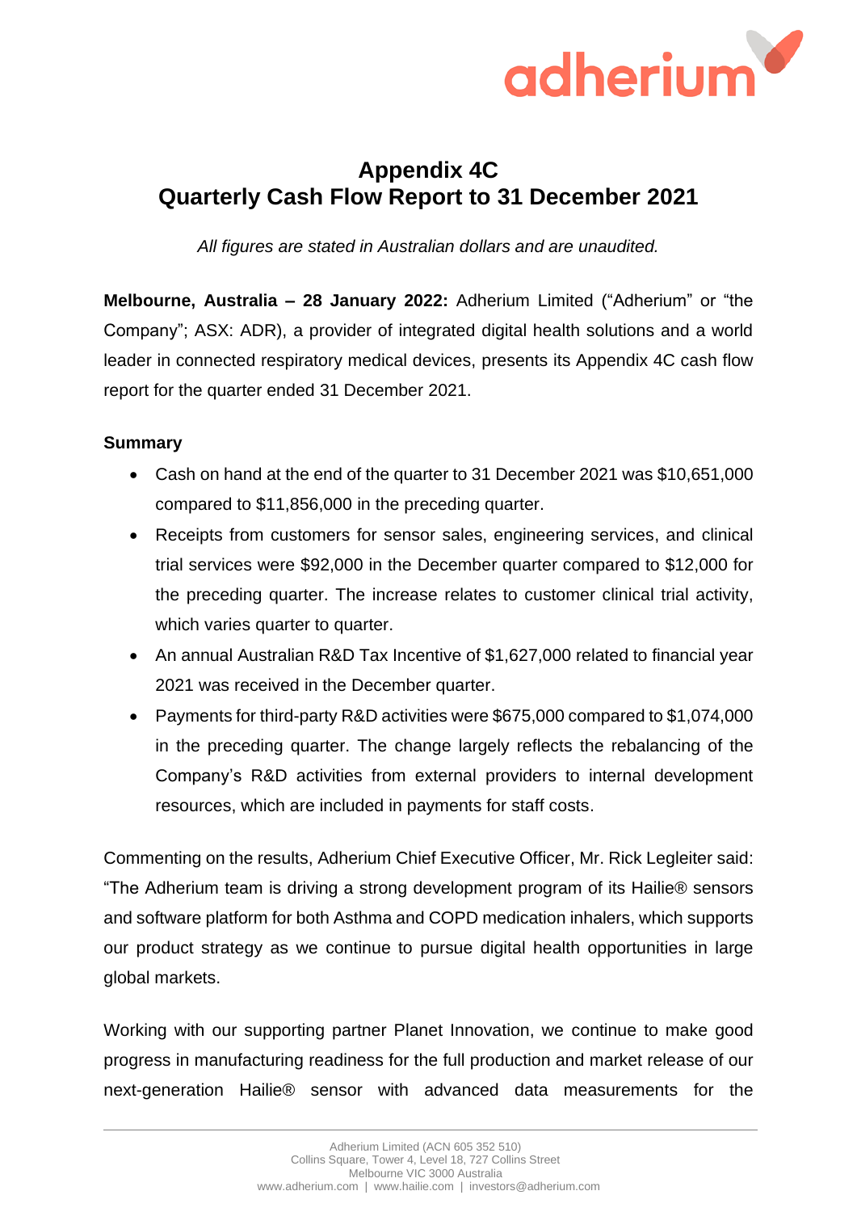# Appendix 4C
# Quarterly Cash Flow Report to 31 December 2021

*All figures are stated in Australian dollars and are unaudited.*

**Melbourne, Australia – 28 January 2022:** Adherium Limited ("Adherium" or "the Company"; ASX: ADR), a provider of integrated digital health solutions and a world leader in connected respiratory medical devices, presents its Appendix 4C cash flow report for the quarter ended 31 December 2021.

**Summary**

- Cash on hand at the end of the quarter to 31 December 2021 was $10,651,000 compared to $11,856,000 in the preceding quarter.
- Receipts from customers for sensor sales, engineering services, and clinical trial services were $92,000 in the December quarter compared to $12,000 for the preceding quarter. The increase relates to customer clinical trial activity, which varies quarter to quarter.
- An annual Australian R&D Tax Incentive of $1,627,000 related to financial year 2021 was received in the December quarter.
- Payments for third-party R&D activities were $675,000 compared to $1,074,000 in the preceding quarter. The change largely reflects the rebalancing of the Company's R&D activities from external providers to internal development resources, which are included in payments for staff costs.

Commenting on the results, Adherium Chief Executive Officer, Mr. Rick Legleiter said: "The Adherium team is driving a strong development program of its Hailie® sensors and software platform for both Asthma and COPD medication inhalers, which supports our product strategy as we continue to pursue digital health opportunities in large global markets.

Working with our supporting partner Planet Innovation, we continue to make good progress in manufacturing readiness for the full production and market release of our next-generation Hailie® sensor with advanced data measurements for the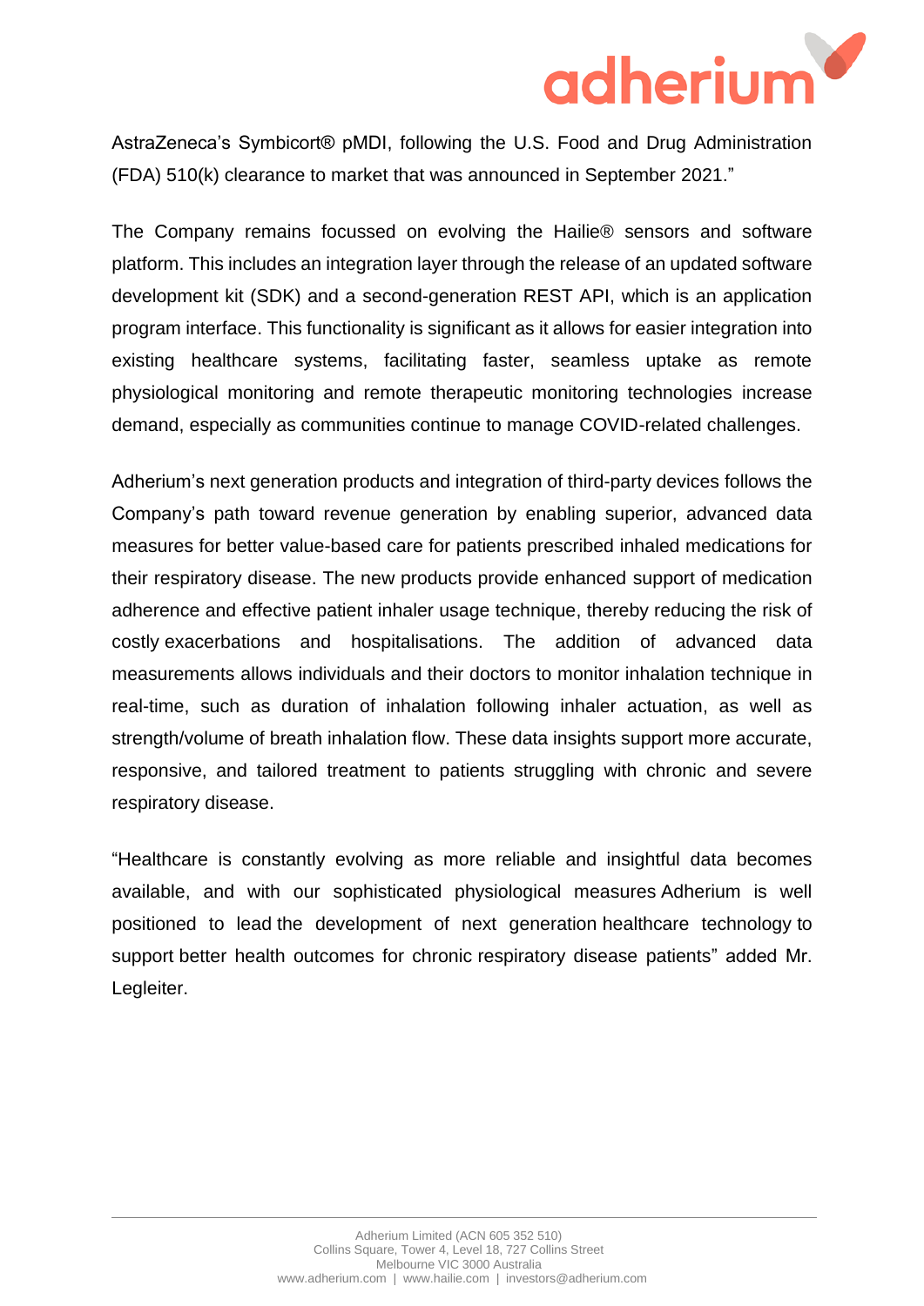AstraZeneca's Symbicort® pMDI, following the U.S. Food and Drug Administration (FDA) 510(k) clearance to market that was announced in September 2021."

The Company remains focussed on evolving the Hailie® sensors and software platform. This includes an integration layer through the release of an updated software development kit (SDK) and a second-generation REST API, which is an application program interface. This functionality is significant as it allows for easier integration into existing healthcare systems, facilitating faster, seamless uptake as remote physiological monitoring and remote therapeutic monitoring technologies increase demand, especially as communities continue to manage COVID-related challenges.

Adherium's next generation products and integration of third-party devices follows the Company's path toward revenue generation by enabling superior, advanced data measures for better value-based care for patients prescribed inhaled medications for their respiratory disease. The new products provide enhanced support of medication adherence and effective patient inhaler usage technique, thereby reducing the risk of costly exacerbations and hospitalisations. The addition of advanced data measurements allows individuals and their doctors to monitor inhalation technique in real-time, such as duration of inhalation following inhaler actuation, as well as strength/volume of breath inhalation flow. These data insights support more accurate, responsive, and tailored treatment to patients struggling with chronic and severe respiratory disease.

"Healthcare is constantly evolving as more reliable and insightful data becomes available, and with our sophisticated physiological measures Adherium is well positioned to lead the development of next generation healthcare technology to support better health outcomes for chronic respiratory disease patients" added Mr. Legleiter.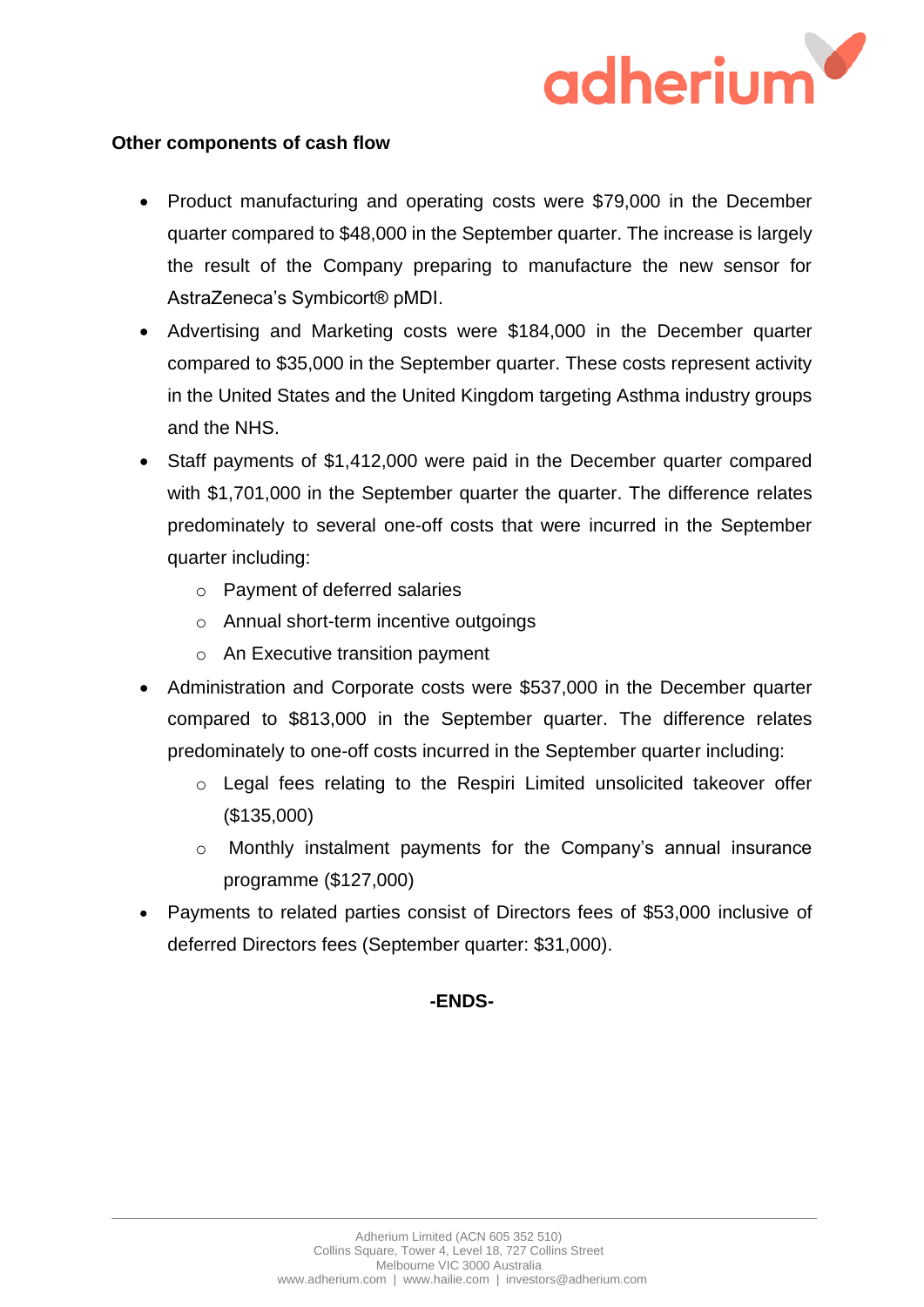**Other components of cash flow**

- Product manufacturing and operating costs were $79,000 in the December quarter compared to $48,000 in the September quarter. The increase is largely the result of the Company preparing to manufacture the new sensor for AstraZeneca's Symbicort® pMDI.
- Advertising and Marketing costs were $184,000 in the December quarter compared to $35,000 in the September quarter. These costs represent activity in the United States and the United Kingdom targeting Asthma industry groups and the NHS.
- Staff payments of $1,412,000 were paid in the December quarter compared with $1,701,000 in the September quarter the quarter. The difference relates predominately to several one-off costs that were incurred in the September quarter including:
  - Payment of deferred salaries
  - Annual short-term incentive outgoings
  - An Executive transition payment
- Administration and Corporate costs were $537,000 in the December quarter compared to $813,000 in the September quarter. The difference relates predominately to one-off costs incurred in the September quarter including:
  - Legal fees relating to the Respiri Limited unsolicited takeover offer ($135,000)
  - Monthly instalment payments for the Company's annual insurance programme ($127,000)
- Payments to related parties consist of Directors fees of $53,000 inclusive of deferred Directors fees (September quarter: $31,000).

**-ENDS-**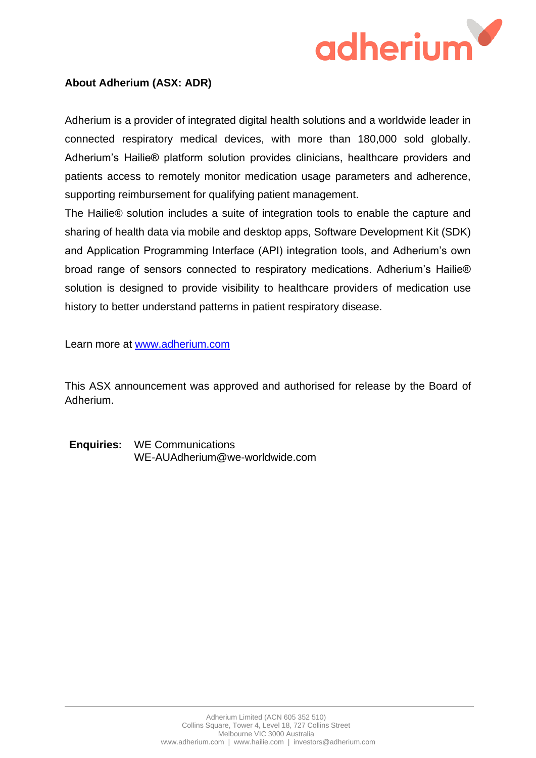**About Adherium (ASX: ADR)**

Adherium is a provider of integrated digital health solutions and a worldwide leader in connected respiratory medical devices, with more than 180,000 sold globally. Adherium's Hailie® platform solution provides clinicians, healthcare providers and patients access to remotely monitor medication usage parameters and adherence, supporting reimbursement for qualifying patient management.

The Hailie® solution includes a suite of integration tools to enable the capture and sharing of health data via mobile and desktop apps, Software Development Kit (SDK) and Application Programming Interface (API) integration tools, and Adherium's own broad range of sensors connected to respiratory medications. Adherium's Hailie® solution is designed to provide visibility to healthcare providers of medication use history to better understand patterns in patient respiratory disease.

Learn more at [www.adherium.com](http://www.adherium.com)

This ASX announcement was approved and authorised for release by the Board of Adherium.

**Enquiries:** WE Communications
WE-AUAdherium@we-worldwide.com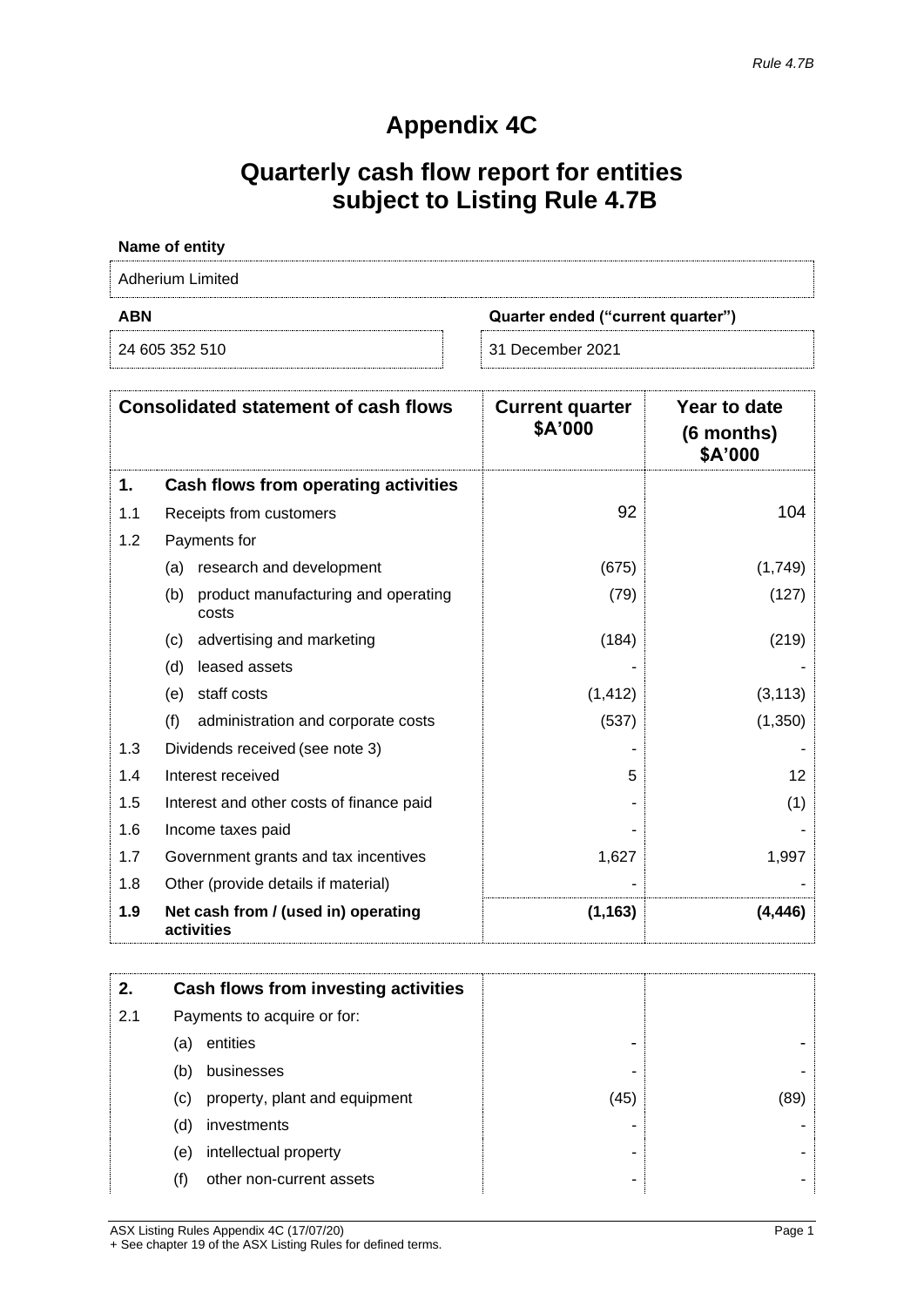*Rule 4.7B*

# Appendix 4C

# Quarterly cash flow report for entities subject to Listing Rule 4.7B

**Name of entity**

Adherium Limited

| **ABN** | **Quarter ended ("current quarter")** |
|---|---|
| 24 605 352 510 | 31 December 2021 |

| **Consolidated statement of cash flows** | | **Current quarter $A'000** | **Year to date (6 months) $A'000** |
|---|---|---|---|
| **1.** | **Cash flows from operating activities** | | |
| 1.1 | Receipts from customers | 92 | 104 |
| 1.2 | Payments for | | |
| | (a) research and development | (675) | (1,749) |
| | (b) product manufacturing and operating costs | (79) | (127) |
| | (c) advertising and marketing | (184) | (219) |
| | (d) leased assets | - | - |
| | (e) staff costs | (1,412) | (3,113) |
| | (f) administration and corporate costs | (537) | (1,350) |
| 1.3 | Dividends received (see note 3) | - | - |
| 1.4 | Interest received | 5 | 12 |
| 1.5 | Interest and other costs of finance paid | - | (1) |
| 1.6 | Income taxes paid | - | - |
| 1.7 | Government grants and tax incentives | 1,627 | 1,997 |
| 1.8 | Other (provide details if material) | - | - |
| **1.9** | **Net cash from / (used in) operating activities** | **(1,163)** | **(4,446)** |

| **2.** | **Cash flows from investing activities** | | |
|---|---|---|---|
| 2.1 | Payments to acquire or for: | | |
| | (a) entities | - | - |
| | (b) businesses | - | - |
| | (c) property, plant and equipment | (45) | (89) |
| | (d) investments | - | - |
| | (e) intellectual property | - | - |
| | (f) other non-current assets | - | - |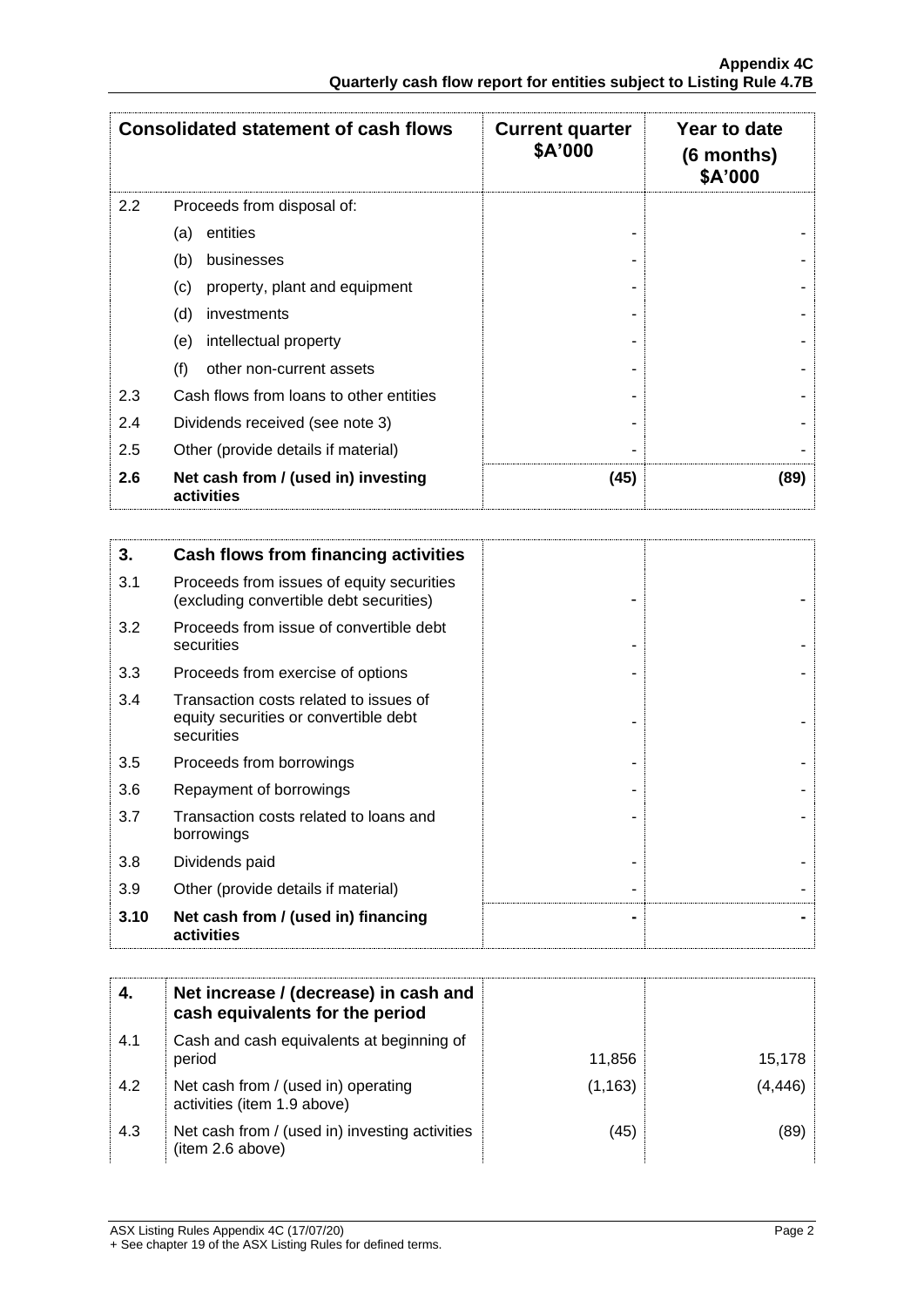| Consolidated statement of cash flows | | Current quarter $A'000 | Year to date (6 months) $A'000 |
|---|---|---|---|
| 2.2 | Proceeds from disposal of: | | |
| | (a) entities | - | - |
| | (b) businesses | - | - |
| | (c) property, plant and equipment | - | - |
| | (d) investments | - | - |
| | (e) intellectual property | - | - |
| | (f) other non-current assets | - | - |
| 2.3 | Cash flows from loans to other entities | - | - |
| 2.4 | Dividends received (see note 3) | - | - |
| 2.5 | Other (provide details if material) | - | - |
| **2.6** | **Net cash from / (used in) investing activities** | **(45)** | **(89)** |

| **3.** | **Cash flows from financing activities** | | |
|---|---|---|---|
| 3.1 | Proceeds from issues of equity securities (excluding convertible debt securities) | - | - |
| 3.2 | Proceeds from issue of convertible debt securities | - | - |
| 3.3 | Proceeds from exercise of options | - | - |
| 3.4 | Transaction costs related to issues of equity securities or convertible debt securities | - | - |
| 3.5 | Proceeds from borrowings | - | - |
| 3.6 | Repayment of borrowings | - | - |
| 3.7 | Transaction costs related to loans and borrowings | - | - |
| 3.8 | Dividends paid | - | - |
| 3.9 | Other (provide details if material) | - | - |
| **3.10** | **Net cash from / (used in) financing activities** | **-** | **-** |

| **4.** | **Net increase / (decrease) in cash and cash equivalents for the period** | | |
|---|---|---|---|
| 4.1 | Cash and cash equivalents at beginning of period | 11,856 | 15,178 |
| 4.2 | Net cash from / (used in) operating activities (item 1.9 above) | (1,163) | (4,446) |
| 4.3 | Net cash from / (used in) investing activities (item 2.6 above) | (45) | (89) |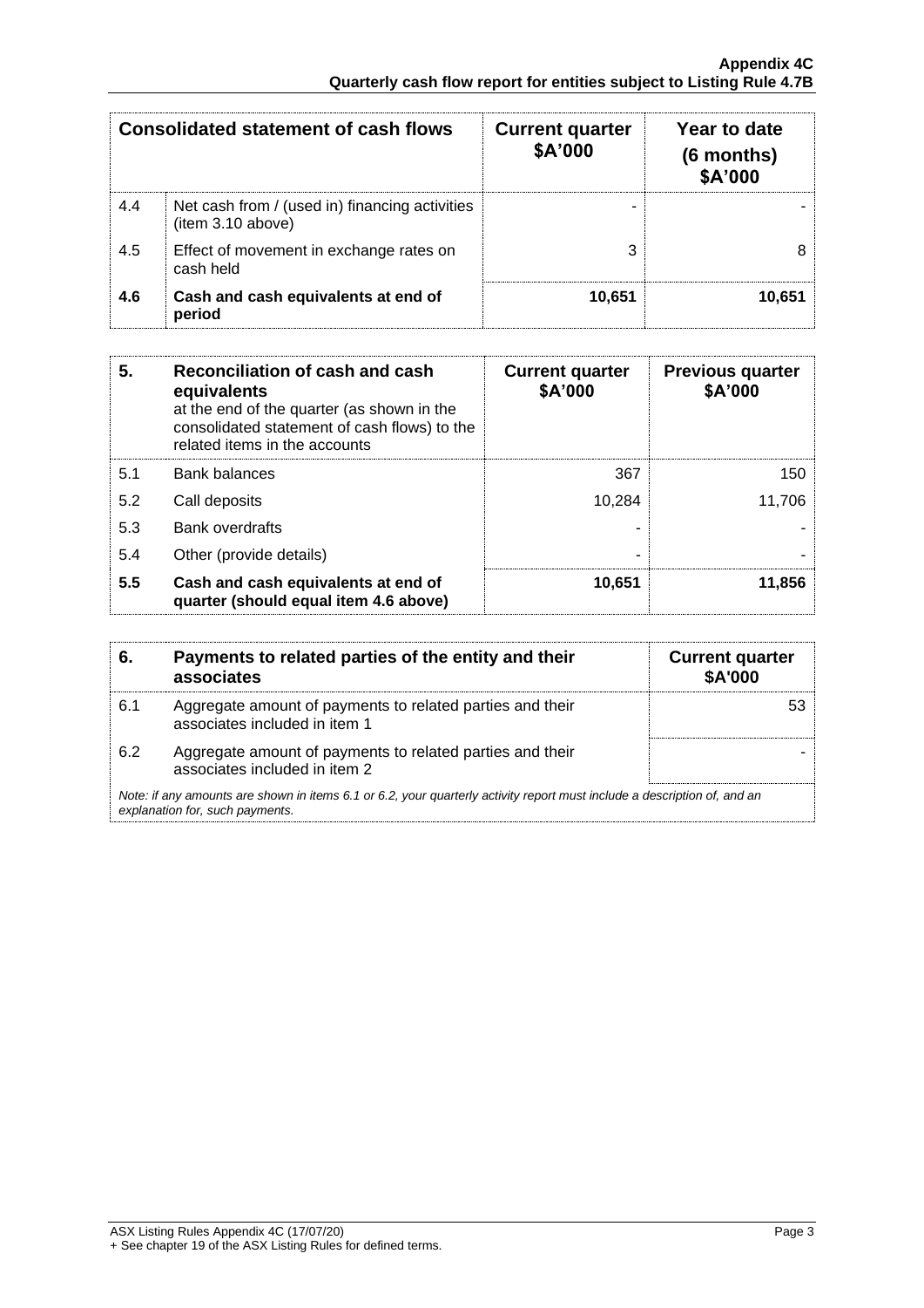| Consolidated statement of cash flows | | Current quarter $A'000 | Year to date (6 months) $A'000 |
|---|---|---|---|
| 4.4 | Net cash from / (used in) financing activities (item 3.10 above) | - | - |
| 4.5 | Effect of movement in exchange rates on cash held | 3 | 8 |
| **4.6** | **Cash and cash equivalents at end of period** | **10,651** | **10,651** |

| 5. | Reconciliation of cash and cash equivalents at the end of the quarter (as shown in the consolidated statement of cash flows) to the related items in the accounts | Current quarter $A'000 | Previous quarter $A'000 |
|---|---|---|---|
| 5.1 | Bank balances | 367 | 150 |
| 5.2 | Call deposits | 10,284 | 11,706 |
| 5.3 | Bank overdrafts | - | - |
| 5.4 | Other (provide details) | - | - |
| **5.5** | **Cash and cash equivalents at end of quarter (should equal item 4.6 above)** | **10,651** | **11,856** |

| 6. | Payments to related parties of the entity and their associates | Current quarter $A'000 |
|---|---|---|
| 6.1 | Aggregate amount of payments to related parties and their associates included in item 1 | 53 |
| 6.2 | Aggregate amount of payments to related parties and their associates included in item 2 | - |

*Note: if any amounts are shown in items 6.1 or 6.2, your quarterly activity report must include a description of, and an explanation for, such payments.*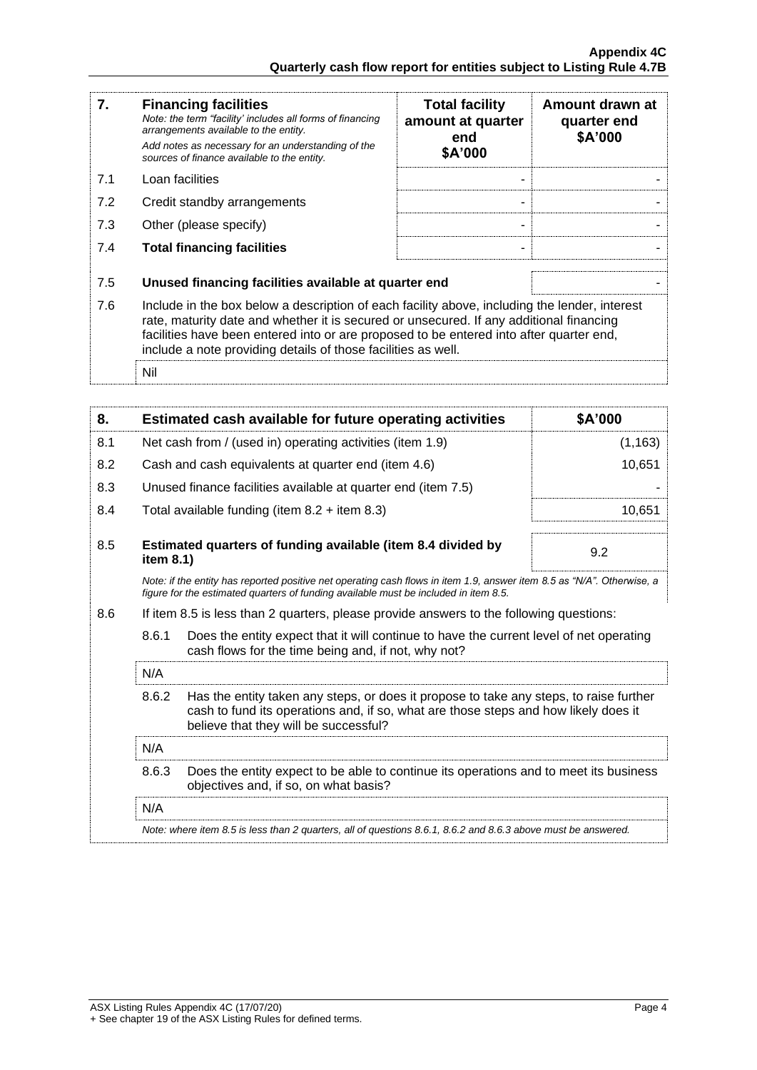| 7. | **Financing facilities**<br>*Note: the term "facility' includes all forms of financing arrangements available to the entity.*<br>*Add notes as necessary for an understanding of the sources of finance available to the entity.* | **Total facility amount at quarter end \$A'000** | **Amount drawn at quarter end \$A'000** |
|---|---|---|---|
| 7.1 | Loan facilities | - | - |
| 7.2 | Credit standby arrangements | - | - |
| 7.3 | Other (please specify) | - | - |
| 7.4 | **Total financing facilities** | - | - |
| 7.5 | **Unused financing facilities available at quarter end** | | - |
| 7.6 | Include in the box below a description of each facility above, including the lender, interest rate, maturity date and whether it is secured or unsecured. If any additional financing facilities have been entered into or are proposed to be entered into after quarter end, include a note providing details of those facilities as well. | | |
| | Nil | | |

| 8. | **Estimated cash available for future operating activities** | **\$A'000** |
|---|---|---|
| 8.1 | Net cash from / (used in) operating activities (item 1.9) | (1,163) |
| 8.2 | Cash and cash equivalents at quarter end (item 4.6) | 10,651 |
| 8.3 | Unused finance facilities available at quarter end (item 7.5) | - |
| 8.4 | Total available funding (item 8.2 + item 8.3) | 10,651 |
| 8.5 | **Estimated quarters of funding available (item 8.4 divided by item 8.1)** | 9.2 |

*Note: if the entity has reported positive net operating cash flows in item 1.9, answer item 8.5 as "N/A". Otherwise, a figure for the estimated quarters of funding available must be included in item 8.5.*

8.6 If item 8.5 is less than 2 quarters, please provide answers to the following questions:

8.6.1 Does the entity expect that it will continue to have the current level of net operating cash flows for the time being and, if not, why not?

N/A

8.6.2 Has the entity taken any steps, or does it propose to take any steps, to raise further cash to fund its operations and, if so, what are those steps and how likely does it believe that they will be successful?

N/A

8.6.3 Does the entity expect to be able to continue its operations and to meet its business objectives and, if so, on what basis?

N/A

*Note: where item 8.5 is less than 2 quarters, all of questions 8.6.1, 8.6.2 and 8.6.3 above must be answered.*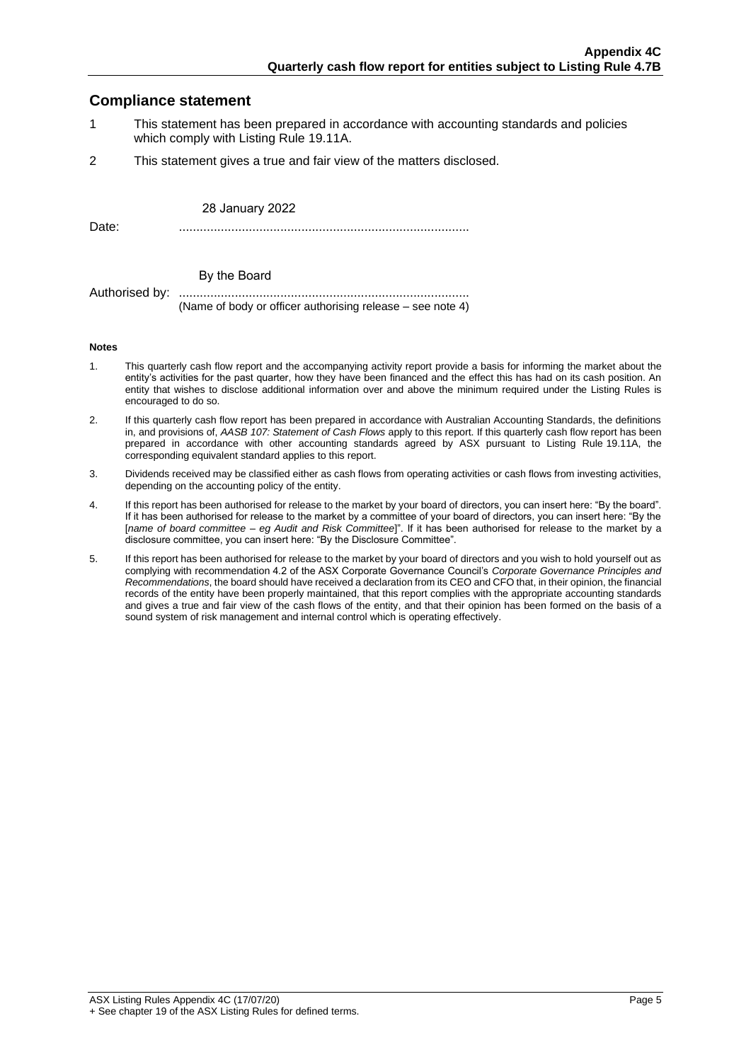## Compliance statement

1 This statement has been prepared in accordance with accounting standards and policies which comply with Listing Rule 19.11A.

2 This statement gives a true and fair view of the matters disclosed.

Date: 28 January 2022

Authorised by: By the Board
(Name of body or officer authorising release – see note 4)

#### Notes

1. This quarterly cash flow report and the accompanying activity report provide a basis for informing the market about the entity's activities for the past quarter, how they have been financed and the effect this has had on its cash position. An entity that wishes to disclose additional information over and above the minimum required under the Listing Rules is encouraged to do so.
2. If this quarterly cash flow report has been prepared in accordance with Australian Accounting Standards, the definitions in, and provisions of, *AASB 107: Statement of Cash Flows* apply to this report. If this quarterly cash flow report has been prepared in accordance with other accounting standards agreed by ASX pursuant to Listing Rule 19.11A, the corresponding equivalent standard applies to this report.
3. Dividends received may be classified either as cash flows from operating activities or cash flows from investing activities, depending on the accounting policy of the entity.
4. If this report has been authorised for release to the market by your board of directors, you can insert here: "By the board". If it has been authorised for release to the market by a committee of your board of directors, you can insert here: "By the [*name of board committee – eg Audit and Risk Committee*]". If it has been authorised for release to the market by a disclosure committee, you can insert here: "By the Disclosure Committee".
5. If this report has been authorised for release to the market by your board of directors and you wish to hold yourself out as complying with recommendation 4.2 of the ASX Corporate Governance Council's *Corporate Governance Principles and Recommendations*, the board should have received a declaration from its CEO and CFO that, in their opinion, the financial records of the entity have been properly maintained, that this report complies with the appropriate accounting standards and gives a true and fair view of the cash flows of the entity, and that their opinion has been formed on the basis of a sound system of risk management and internal control which is operating effectively.